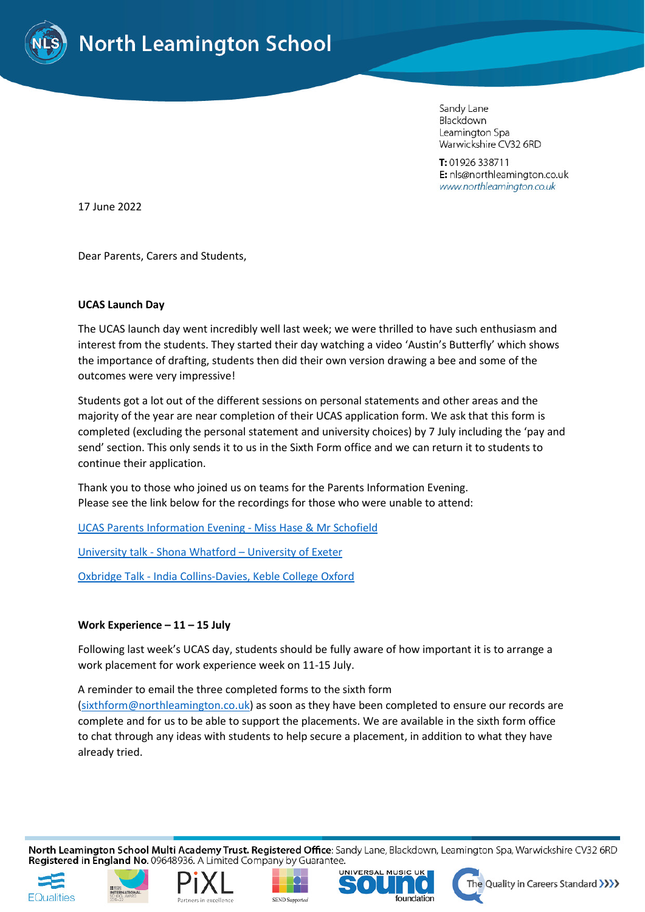# North Leamington School

Sandy Lane
Blackdown
Leamington Spa
Warwickshire CV32 6RD

**T:** 01926 338711
**E:** nls@northleamington.co.uk
www.northleamington.co.uk

17 June 2022

Dear Parents, Carers and Students,

**UCAS Launch Day**

The UCAS launch day went incredibly well last week; we were thrilled to have such enthusiasm and interest from the students. They started their day watching a video 'Austin's Butterfly' which shows the importance of drafting, students then did their own version drawing a bee and some of the outcomes were very impressive!

Students got a lot out of the different sessions on personal statements and other areas and the majority of the year are near completion of their UCAS application form. We ask that this form is completed (excluding the personal statement and university choices) by 7 July including the 'pay and send' section. This only sends it to us in the Sixth Form office and we can return it to students to continue their application.

Thank you to those who joined us on teams for the Parents Information Evening.
Please see the link below for the recordings for those who were unable to attend:

UCAS Parents Information Evening - Miss Hase & Mr Schofield

University talk - Shona Whatford – University of Exeter

Oxbridge Talk - India Collins-Davies, Keble College Oxford

**Work Experience – 11 – 15 July**

Following last week's UCAS day, students should be fully aware of how important it is to arrange a work placement for work experience week on 11-15 July.

A reminder to email the three completed forms to the sixth form (sixthform@northleamington.co.uk) as soon as they have been completed to ensure our records are complete and for us to be able to support the placements. We are available in the sixth form office to chat through any ideas with students to help secure a placement, in addition to what they have already tried.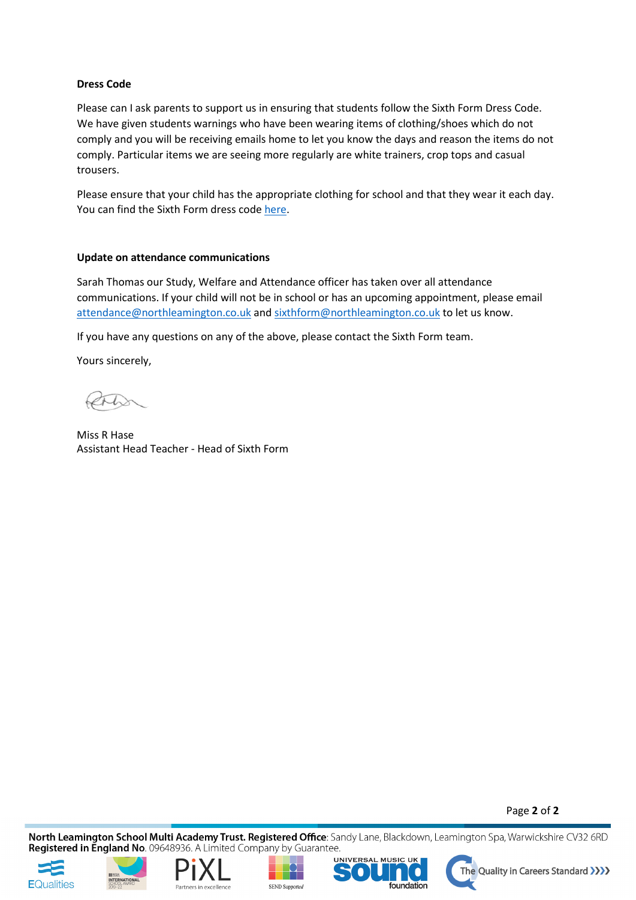**Dress Code**

Please can I ask parents to support us in ensuring that students follow the Sixth Form Dress Code. We have given students warnings who have been wearing items of clothing/shoes which do not comply and you will be receiving emails home to let you know the days and reason the items do not comply. Particular items we are seeing more regularly are white trainers, crop tops and casual trousers.

Please ensure that your child has the appropriate clothing for school and that they wear it each day. You can find the Sixth Form dress code here.

**Update on attendance communications**

Sarah Thomas our Study, Welfare and Attendance officer has taken over all attendance communications. If your child will not be in school or has an upcoming appointment, please email attendance@northleamington.co.uk and sixthform@northleamington.co.uk to let us know.

If you have any questions on any of the above, please contact the Sixth Form team.

Yours sincerely,

Miss R Hase
Assistant Head Teacher - Head of Sixth Form

**North Leamington School Multi Academy Trust. Registered Office**: Sandy Lane, Blackdown, Leamington Spa, Warwickshire CV32 6RD
**Registered in England No**. 09648936. A Limited Company by Guarantee.